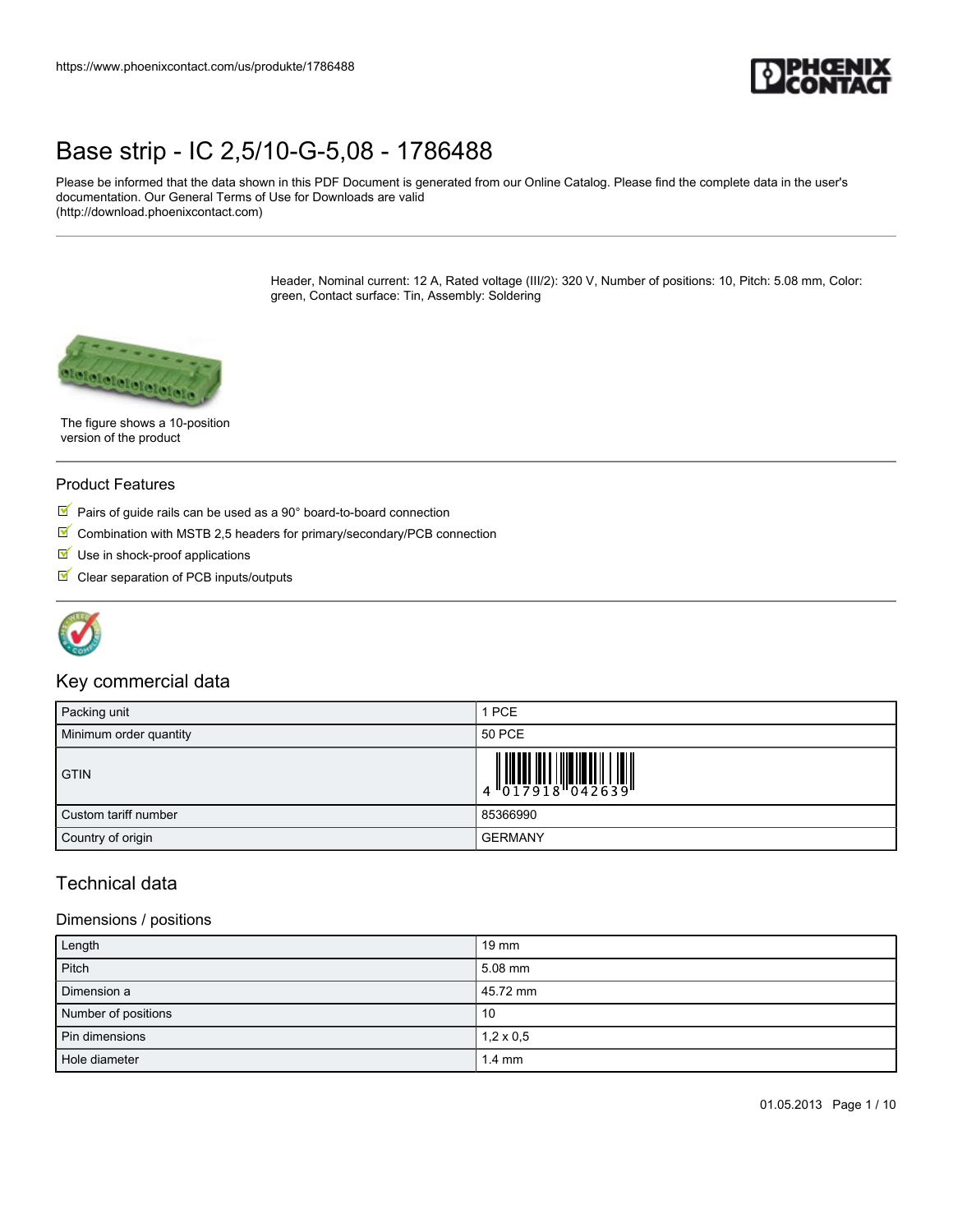# Base strip - IC 2,5/10-G-5,08 - 1786488

Please be informed that the data shown in this PDF Document is generated from our Online Catalog. Please find the complete data in the user's documentation. Our General Terms of Use for Downloads are valid (http://download.phoenixcontact.com)

Header, Nominal current: 12 A, Rated voltage (III/2): 320 V, Number of positions: 10, Pitch: 5.08 mm, Color: green, Contact surface: Tin, Assembly: Soldering

The figure shows a 10-position version of the product

## Product Features

- Pairs of guide rails can be used as a 90° board-to-board connection
- Combination with MSTB 2,5 headers for primary/secondary/PCB connection
- Use in shock-proof applications
- Clear separation of PCB inputs/outputs

## Key commercial data

| | |
|---|---|
| Packing unit | 1 PCE |
| Minimum order quantity | 50 PCE |
| GTIN | 4 017918 042639 |
| Custom tariff number | 85366990 |
| Country of origin | GERMANY |

## Technical data

### Dimensions / positions

| | |
|---|---|
| Length | 19 mm |
| Pitch | 5.08 mm |
| Dimension a | 45.72 mm |
| Number of positions | 10 |
| Pin dimensions | 1,2 x 0,5 |
| Hole diameter | 1.4 mm |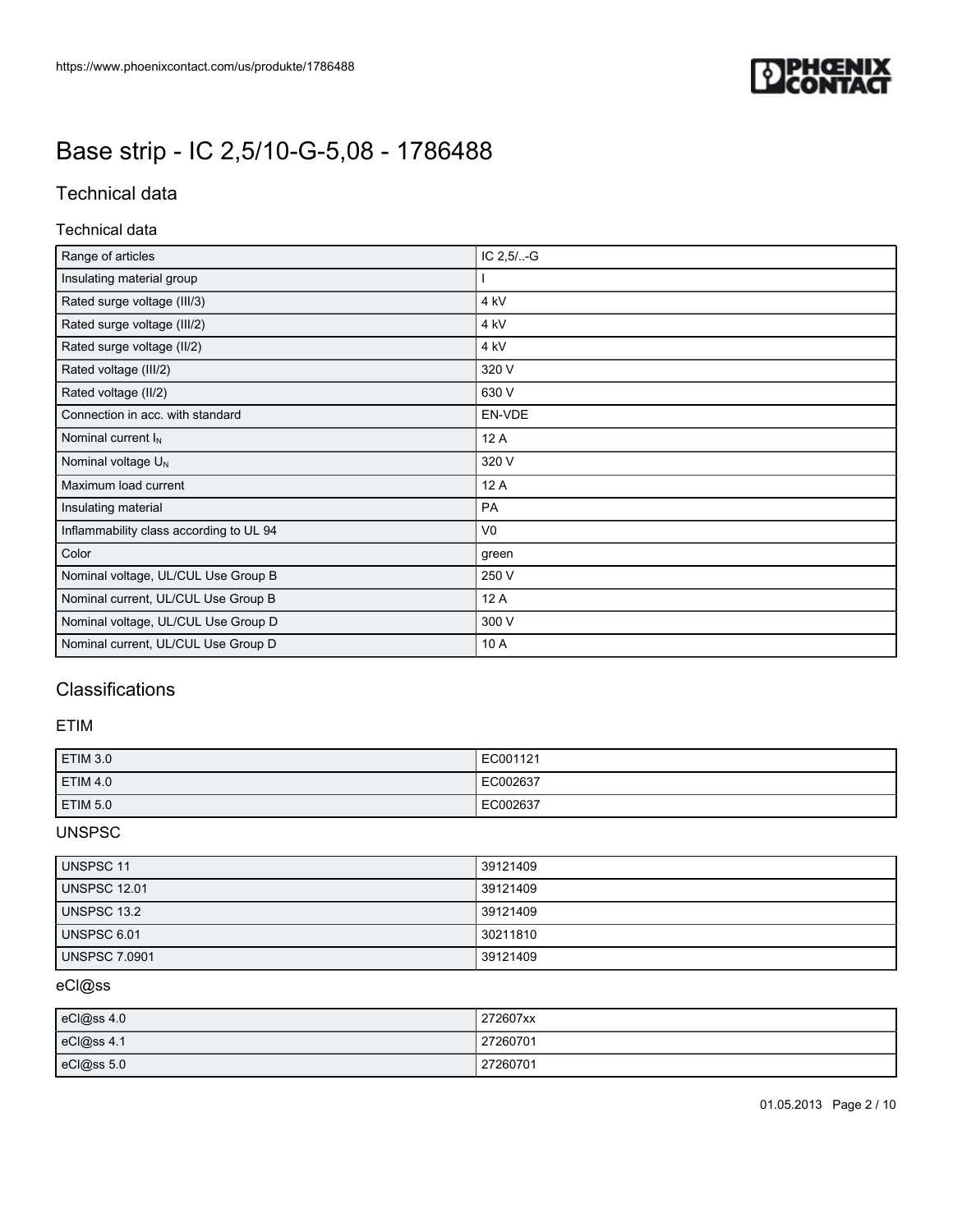# Base strip - IC 2,5/10-G-5,08 - 1786488

## Technical data

### Technical data

| | |
|---|---|
| Range of articles | IC 2,5/..-G |
| Insulating material group | I |
| Rated surge voltage (III/3) | 4 kV |
| Rated surge voltage (III/2) | 4 kV |
| Rated surge voltage (II/2) | 4 kV |
| Rated voltage (III/2) | 320 V |
| Rated voltage (II/2) | 630 V |
| Connection in acc. with standard | EN-VDE |
| Nominal current $I_N$ | 12 A |
| Nominal voltage $U_N$ | 320 V |
| Maximum load current | 12 A |
| Insulating material | PA |
| Inflammability class according to UL 94 | V0 |
| Color | green |
| Nominal voltage, UL/CUL Use Group B | 250 V |
| Nominal current, UL/CUL Use Group B | 12 A |
| Nominal voltage, UL/CUL Use Group D | 300 V |
| Nominal current, UL/CUL Use Group D | 10 A |

## Classifications

### ETIM

| | |
|---|---|
| ETIM 3.0 | EC001121 |
| ETIM 4.0 | EC002637 |
| ETIM 5.0 | EC002637 |

### UNSPSC

| | |
|---|---|
| UNSPSC 11 | 39121409 |
| UNSPSC 12.01 | 39121409 |
| UNSPSC 13.2 | 39121409 |
| UNSPSC 6.01 | 30211810 |
| UNSPSC 7.0901 | 39121409 |

### eCl@ss

| | |
|---|---|
| eCl@ss 4.0 | 272607xx |
| eCl@ss 4.1 | 27260701 |
| eCl@ss 5.0 | 27260701 |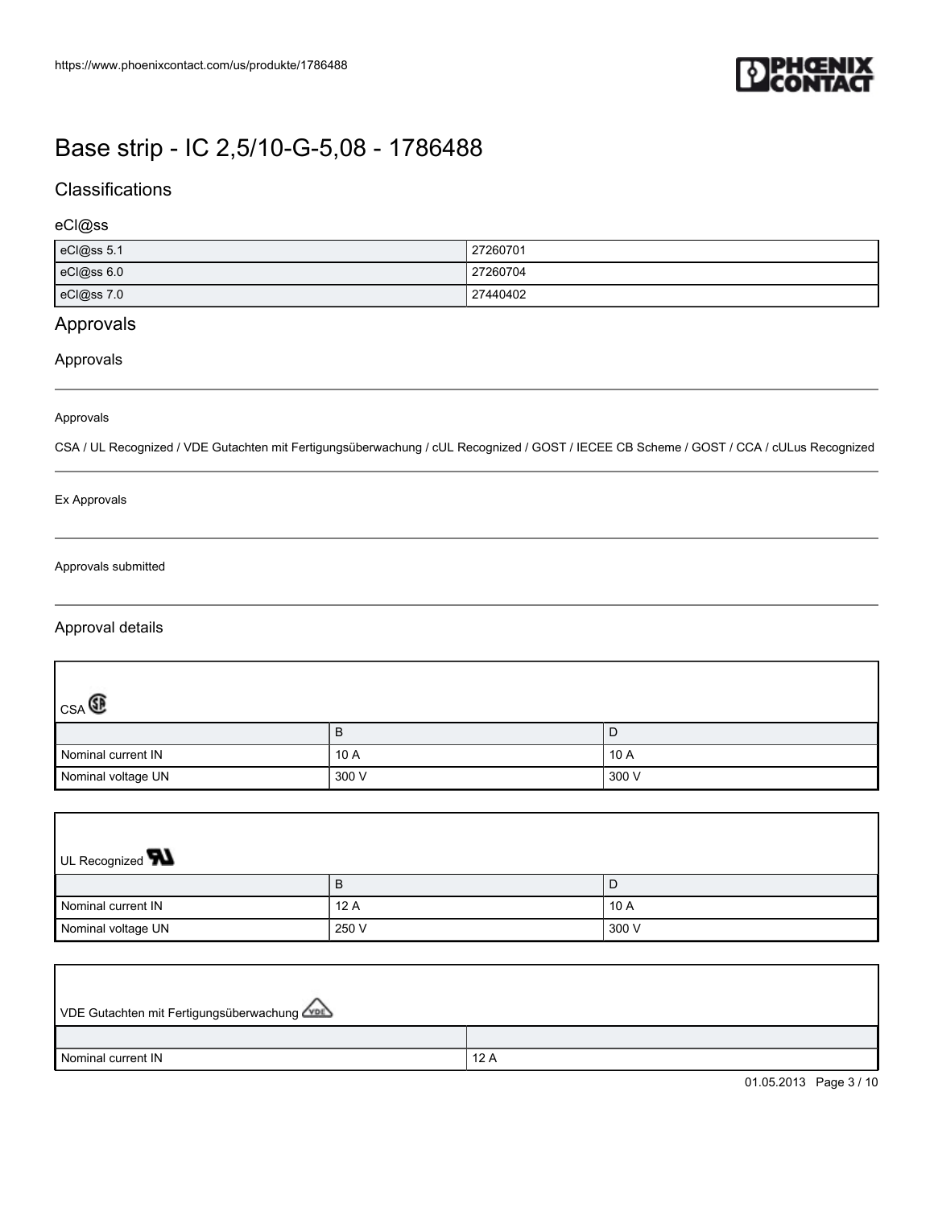# Base strip - IC 2,5/10-G-5,08 - 1786488

## Classifications

### eCl@ss

| | |
|---|---|
| eCl@ss 5.1 | 27260701 |
| eCl@ss 6.0 | 27260704 |
| eCl@ss 7.0 | 27440402 |

## Approvals

### Approvals

Approvals

CSA / UL Recognized / VDE Gutachten mit Fertigungsüberwachung / cUL Recognized / GOST / IECEE CB Scheme / GOST / CCA / cULus Recognized

Ex Approvals

Approvals submitted

### Approval details

CSA

| | B | D |
|---|---|---|
| Nominal current IN | 10 A | 10 A |
| Nominal voltage UN | 300 V | 300 V |

UL Recognized

| | B | D |
|---|---|---|
| Nominal current IN | 12 A | 10 A |
| Nominal voltage UN | 250 V | 300 V |

VDE Gutachten mit Fertigungsüberwachung

| | |
|---|---|
| Nominal current IN | 12 A |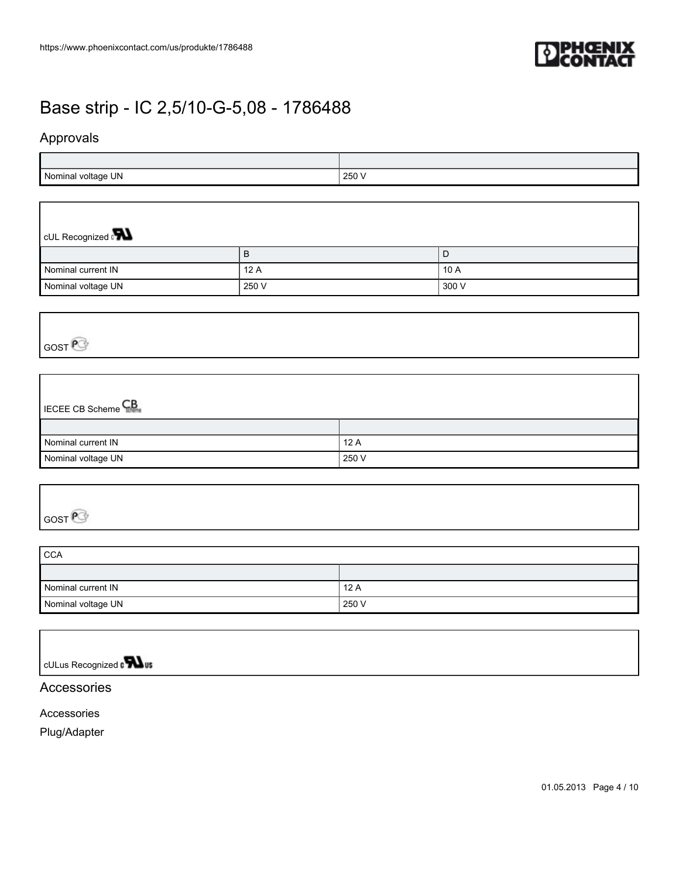# Base strip - IC 2,5/10-G-5,08 - 1786488

## Approvals

| | |
|---|---|
| Nominal voltage UN | 250 V |

cUL Recognized

| | B | D |
|---|---|---|
| Nominal current IN | 12 A | 10 A |
| Nominal voltage UN | 250 V | 300 V |

GOST

IECEE CB Scheme

| | |
|---|---|
| Nominal current IN | 12 A |
| Nominal voltage UN | 250 V |

GOST

CCA

| | |
|---|---|
| Nominal current IN | 12 A |
| Nominal voltage UN | 250 V |

cULus Recognized

## Accessories

Accessories

Plug/Adapter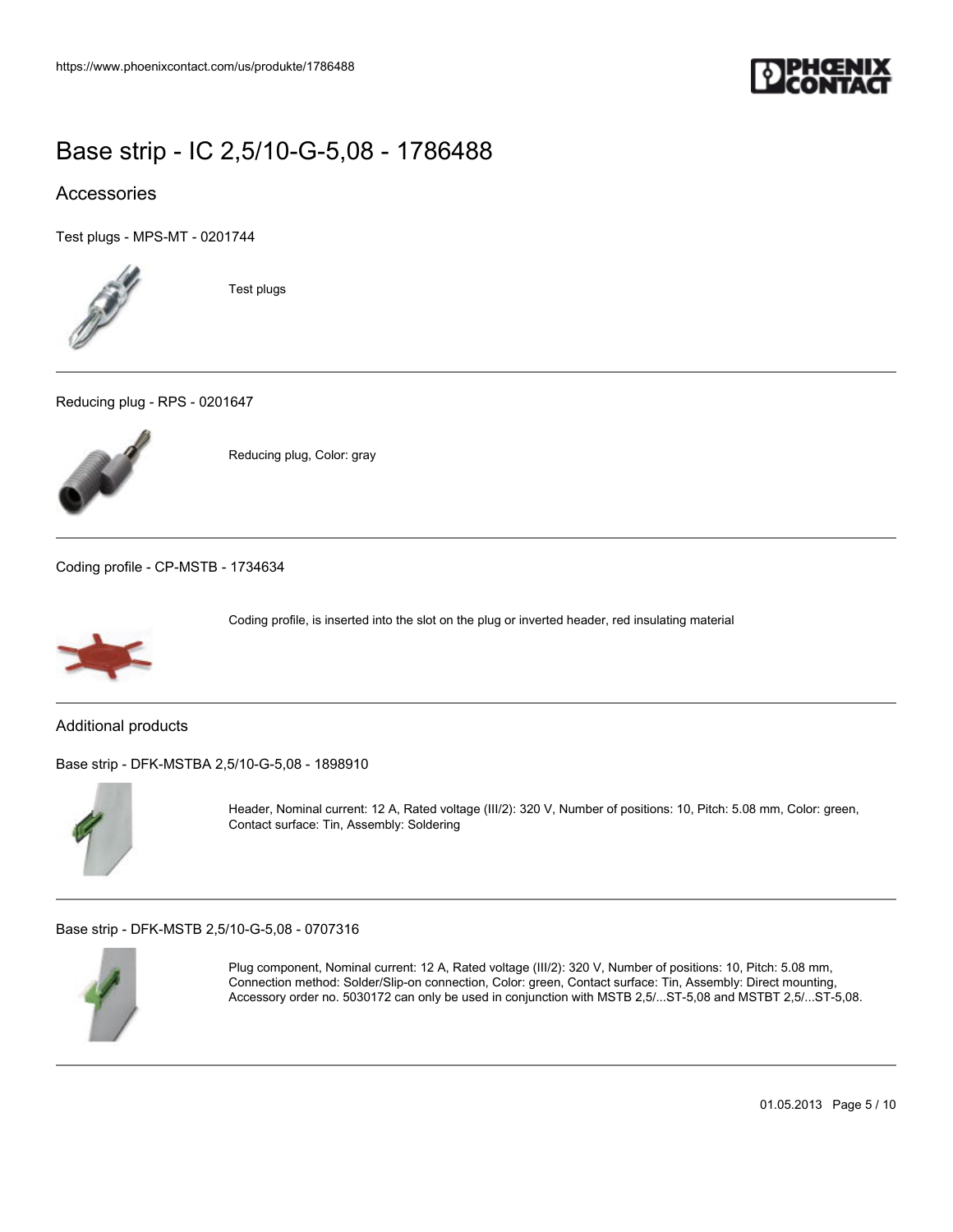# Base strip - IC 2,5/10-G-5,08 - 1786488

## Accessories

Test plugs - MPS-MT - 0201744

Test plugs

---

Reducing plug - RPS - 0201647

Reducing plug, Color: gray

---

Coding profile - CP-MSTB - 1734634

Coding profile, is inserted into the slot on the plug or inverted header, red insulating material

---

## Additional products

Base strip - DFK-MSTBA 2,5/10-G-5,08 - 1898910

Header, Nominal current: 12 A, Rated voltage (III/2): 320 V, Number of positions: 10, Pitch: 5.08 mm, Color: green, Contact surface: Tin, Assembly: Soldering

---

Base strip - DFK-MSTB 2,5/10-G-5,08 - 0707316

Plug component, Nominal current: 12 A, Rated voltage (III/2): 320 V, Number of positions: 10, Pitch: 5.08 mm, Connection method: Solder/Slip-on connection, Color: green, Contact surface: Tin, Assembly: Direct mounting, Accessory order no. 5030172 can only be used in conjunction with MSTB 2,5/...ST-5,08 and MSTBT 2,5/...ST-5,08.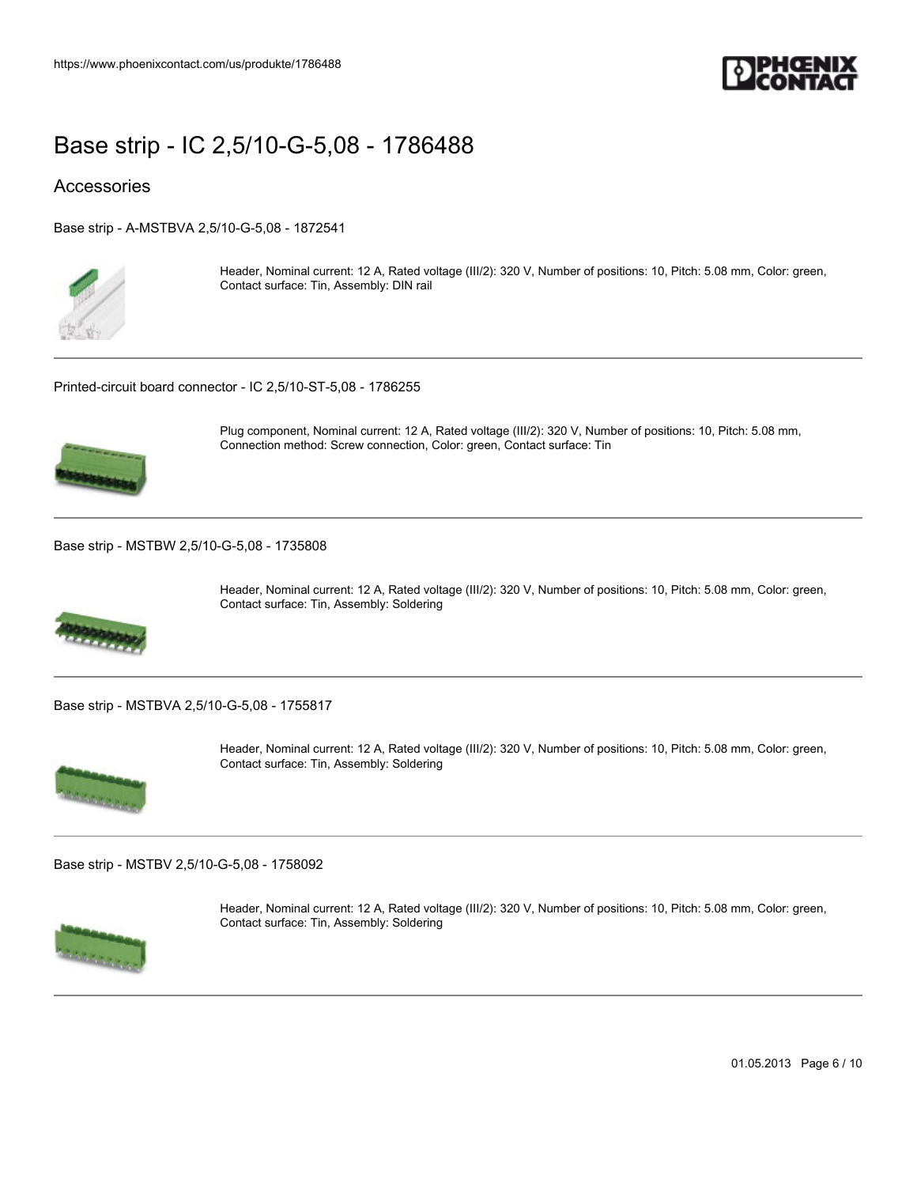# Base strip - IC 2,5/10-G-5,08 - 1786488

## Accessories

Base strip - A-MSTBVA 2,5/10-G-5,08 - 1872541

Header, Nominal current: 12 A, Rated voltage (III/2): 320 V, Number of positions: 10, Pitch: 5.08 mm, Color: green, Contact surface: Tin, Assembly: DIN rail

---

Printed-circuit board connector - IC 2,5/10-ST-5,08 - 1786255

Plug component, Nominal current: 12 A, Rated voltage (III/2): 320 V, Number of positions: 10, Pitch: 5.08 mm, Connection method: Screw connection, Color: green, Contact surface: Tin

---

Base strip - MSTBW 2,5/10-G-5,08 - 1735808

Header, Nominal current: 12 A, Rated voltage (III/2): 320 V, Number of positions: 10, Pitch: 5.08 mm, Color: green, Contact surface: Tin, Assembly: Soldering

---

Base strip - MSTBVA 2,5/10-G-5,08 - 1755817

Header, Nominal current: 12 A, Rated voltage (III/2): 320 V, Number of positions: 10, Pitch: 5.08 mm, Color: green, Contact surface: Tin, Assembly: Soldering

---

Base strip - MSTBV 2,5/10-G-5,08 - 1758092

Header, Nominal current: 12 A, Rated voltage (III/2): 320 V, Number of positions: 10, Pitch: 5.08 mm, Color: green, Contact surface: Tin, Assembly: Soldering

---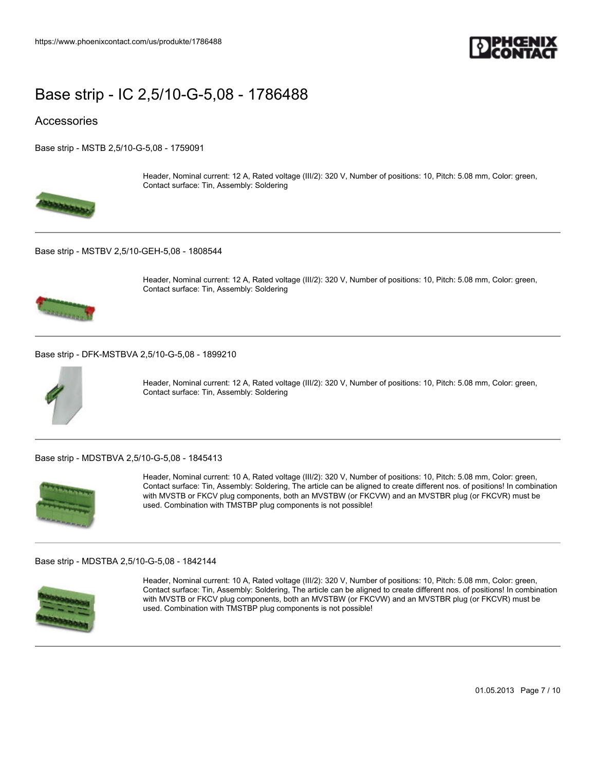# Base strip - IC 2,5/10-G-5,08 - 1786488

## Accessories

Base strip - MSTB 2,5/10-G-5,08 - 1759091

Header, Nominal current: 12 A, Rated voltage (III/2): 320 V, Number of positions: 10, Pitch: 5.08 mm, Color: green, Contact surface: Tin, Assembly: Soldering

---

Base strip - MSTBV 2,5/10-GEH-5,08 - 1808544

Header, Nominal current: 12 A, Rated voltage (III/2): 320 V, Number of positions: 10, Pitch: 5.08 mm, Color: green, Contact surface: Tin, Assembly: Soldering

---

Base strip - DFK-MSTBVA 2,5/10-G-5,08 - 1899210

Header, Nominal current: 12 A, Rated voltage (III/2): 320 V, Number of positions: 10, Pitch: 5.08 mm, Color: green, Contact surface: Tin, Assembly: Soldering

---

Base strip - MDSTBVA 2,5/10-G-5,08 - 1845413

Header, Nominal current: 10 A, Rated voltage (III/2): 320 V, Number of positions: 10, Pitch: 5.08 mm, Color: green, Contact surface: Tin, Assembly: Soldering, The article can be aligned to create different nos. of positions! In combination with MVSTB or FKCV plug components, both an MVSTBW (or FKCVW) and an MVSTBR plug (or FKCVR) must be used. Combination with TMSTBP plug components is not possible!

---

Base strip - MDSTBA 2,5/10-G-5,08 - 1842144

Header, Nominal current: 10 A, Rated voltage (III/2): 320 V, Number of positions: 10, Pitch: 5.08 mm, Color: green, Contact surface: Tin, Assembly: Soldering, The article can be aligned to create different nos. of positions! In combination with MVSTB or FKCV plug components, both an MVSTBW (or FKCVW) and an MVSTBR plug (or FKCVR) must be used. Combination with TMSTBP plug components is not possible!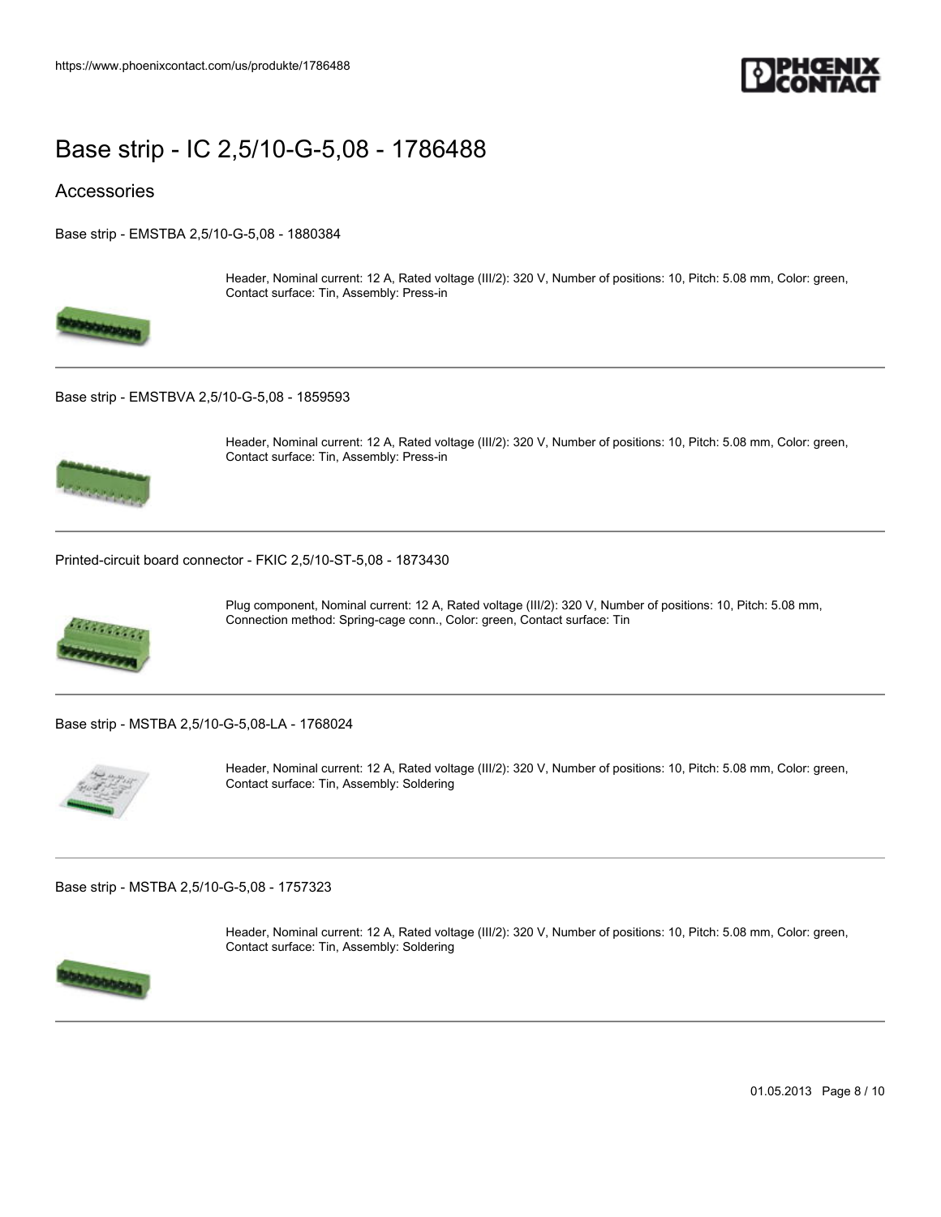# Base strip - IC 2,5/10-G-5,08 - 1786488

## Accessories

Base strip - EMSTBA 2,5/10-G-5,08 - 1880384

Header, Nominal current: 12 A, Rated voltage (III/2): 320 V, Number of positions: 10, Pitch: 5.08 mm, Color: green, Contact surface: Tin, Assembly: Press-in

---

Base strip - EMSTBVA 2,5/10-G-5,08 - 1859593

Header, Nominal current: 12 A, Rated voltage (III/2): 320 V, Number of positions: 10, Pitch: 5.08 mm, Color: green, Contact surface: Tin, Assembly: Press-in

---

Printed-circuit board connector - FKIC 2,5/10-ST-5,08 - 1873430

Plug component, Nominal current: 12 A, Rated voltage (III/2): 320 V, Number of positions: 10, Pitch: 5.08 mm, Connection method: Spring-cage conn., Color: green, Contact surface: Tin

---

Base strip - MSTBA 2,5/10-G-5,08-LA - 1768024

Header, Nominal current: 12 A, Rated voltage (III/2): 320 V, Number of positions: 10, Pitch: 5.08 mm, Color: green, Contact surface: Tin, Assembly: Soldering

---

Base strip - MSTBA 2,5/10-G-5,08 - 1757323

Header, Nominal current: 12 A, Rated voltage (III/2): 320 V, Number of positions: 10, Pitch: 5.08 mm, Color: green, Contact surface: Tin, Assembly: Soldering

---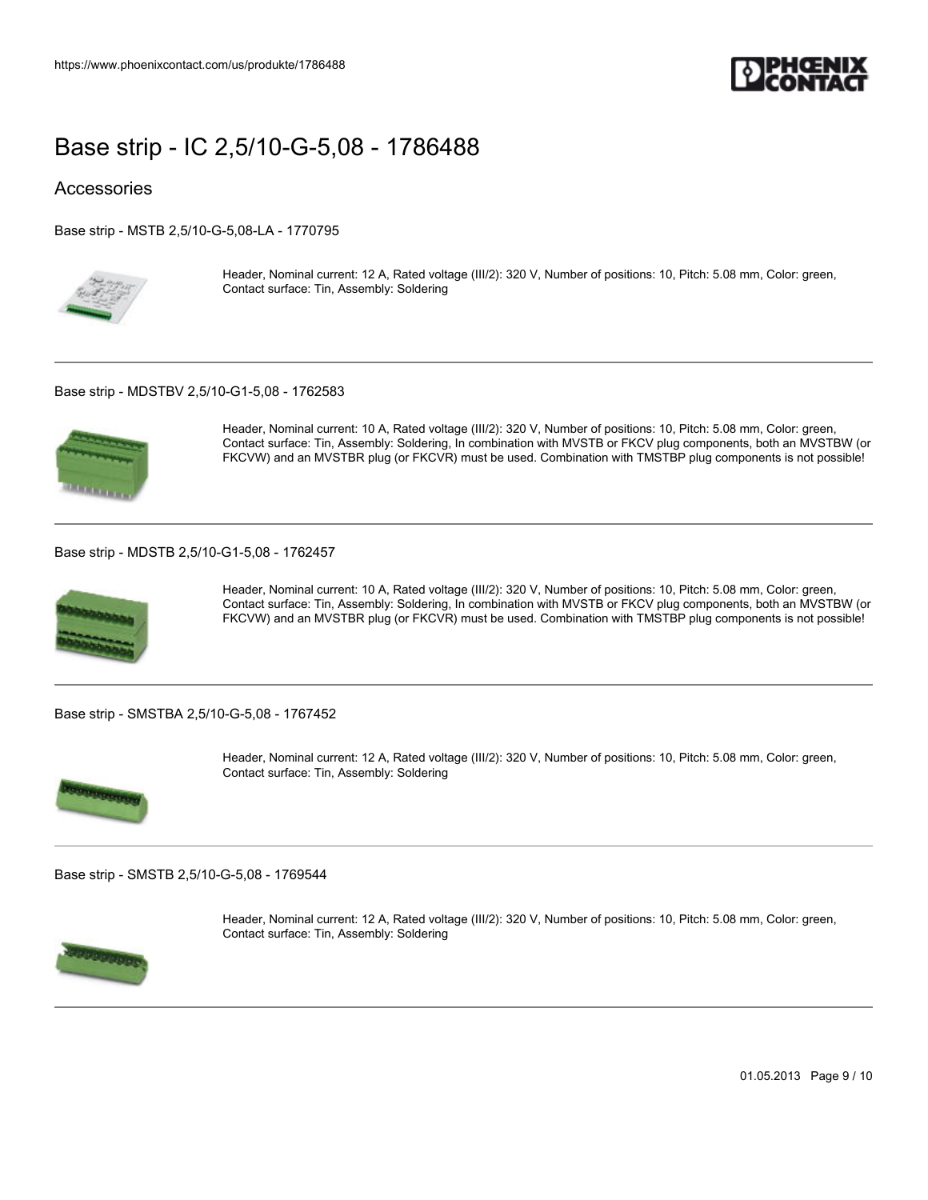# Base strip - IC 2,5/10-G-5,08 - 1786488

## Accessories

Base strip - MSTB 2,5/10-G-5,08-LA - 1770795

Header, Nominal current: 12 A, Rated voltage (III/2): 320 V, Number of positions: 10, Pitch: 5.08 mm, Color: green, Contact surface: Tin, Assembly: Soldering

---

Base strip - MDSTBV 2,5/10-G1-5,08 - 1762583

Header, Nominal current: 10 A, Rated voltage (III/2): 320 V, Number of positions: 10, Pitch: 5.08 mm, Color: green, Contact surface: Tin, Assembly: Soldering, In combination with MVSTB or FKCV plug components, both an MVSTBW (or FKCVW) and an MVSTBR plug (or FKCVR) must be used. Combination with TMSTBP plug components is not possible!

---

Base strip - MDSTB 2,5/10-G1-5,08 - 1762457

Header, Nominal current: 10 A, Rated voltage (III/2): 320 V, Number of positions: 10, Pitch: 5.08 mm, Color: green, Contact surface: Tin, Assembly: Soldering, In combination with MVSTB or FKCV plug components, both an MVSTBW (or FKCVW) and an MVSTBR plug (or FKCVR) must be used. Combination with TMSTBP plug components is not possible!

---

Base strip - SMSTBA 2,5/10-G-5,08 - 1767452

Header, Nominal current: 12 A, Rated voltage (III/2): 320 V, Number of positions: 10, Pitch: 5.08 mm, Color: green, Contact surface: Tin, Assembly: Soldering

---

Base strip - SMSTB 2,5/10-G-5,08 - 1769544

Header, Nominal current: 12 A, Rated voltage (III/2): 320 V, Number of positions: 10, Pitch: 5.08 mm, Color: green, Contact surface: Tin, Assembly: Soldering

---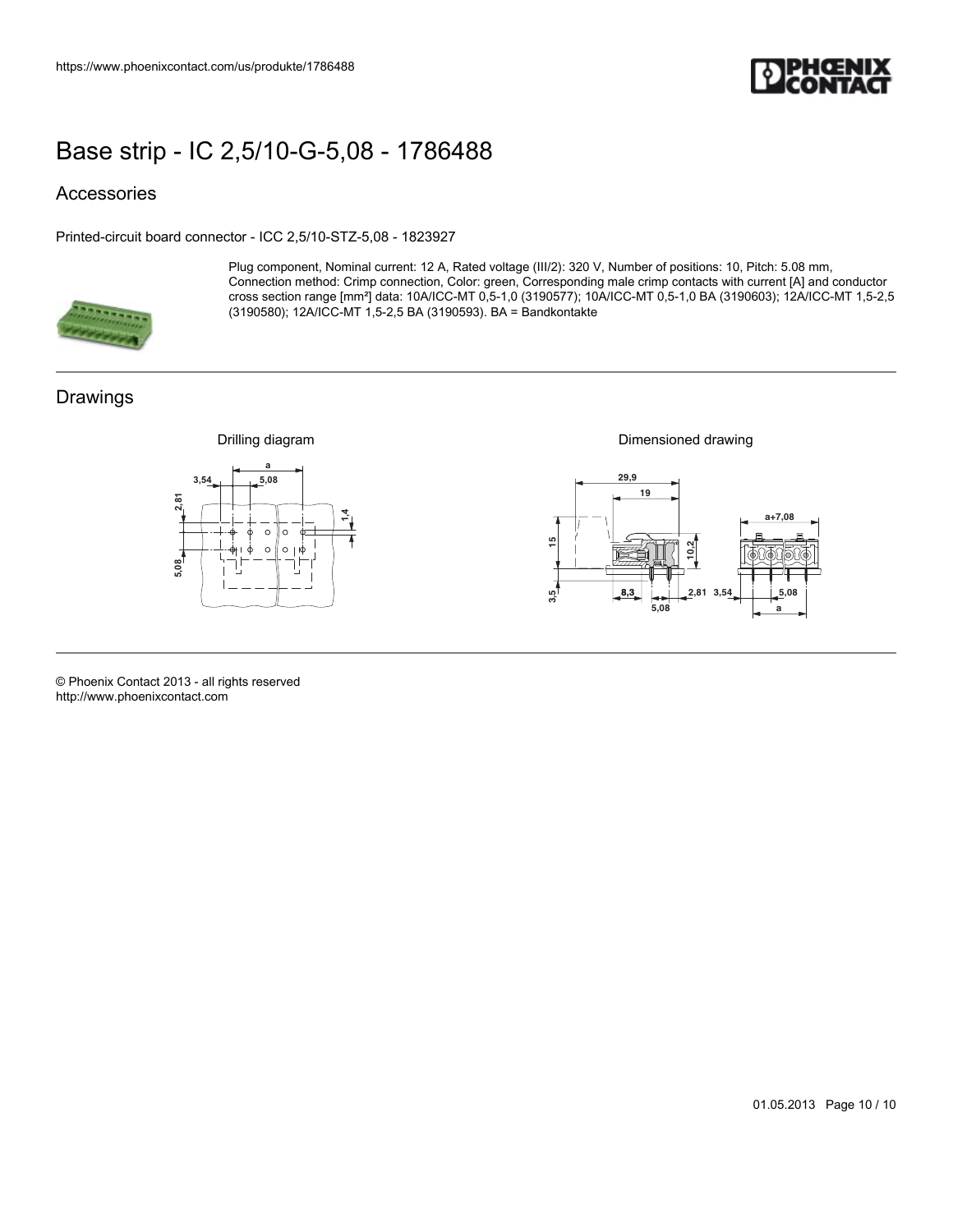# Base strip - IC 2,5/10-G-5,08 - 1786488

## Accessories

Printed-circuit board connector - ICC 2,5/10-STZ-5,08 - 1823927

Plug component, Nominal current: 12 A, Rated voltage (III/2): 320 V, Number of positions: 10, Pitch: 5.08 mm, Connection method: Crimp connection, Color: green, Corresponding male crimp contacts with current [A] and conductor cross section range [mm²] data: 10A/ICC-MT 0,5-1,0 (3190577); 10A/ICC-MT 0,5-1,0 BA (3190603); 12A/ICC-MT 1,5-2,5 (3190580); 12A/ICC-MT 1,5-2,5 BA (3190593). BA = Bandkontakte

## Drawings

Drilling diagram

a
3,54
5,08
2,81
1,4
5,08

Dimensioned drawing

29,9
19
15
10,2
3,5
8,3
2,81
5,08
a+7,08
3,54
5,08
a

© Phoenix Contact 2013 - all rights reserved
http://www.phoenixcontact.com